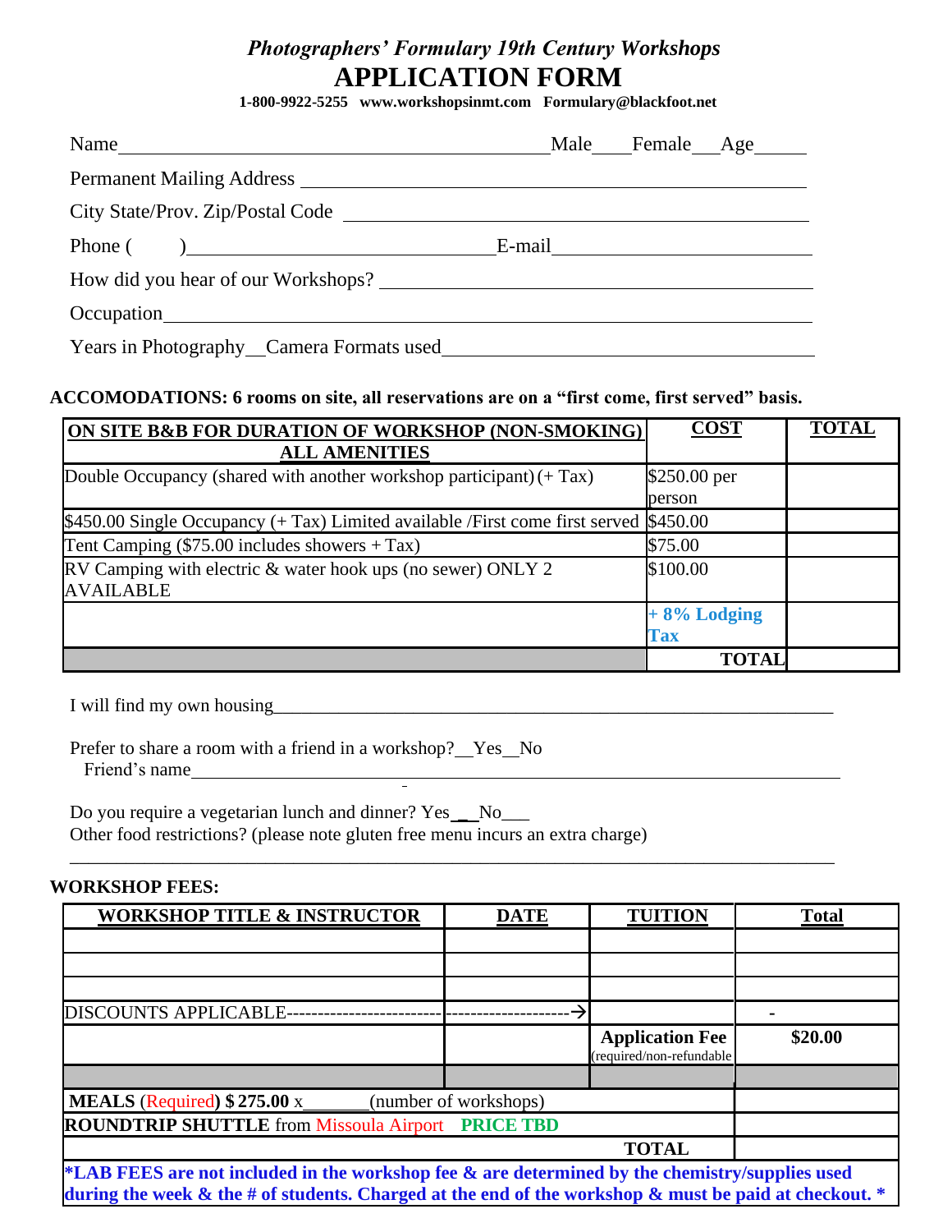***Photographers' Formulary 19th Century Workshops***

# APPLICATION FORM

**1-800-9922-5255 www.workshopsinmt.com Formulary@blackfoot.net**

Name_______________________________________Male____Female___Age_____

Permanent Mailing Address ______________________________________________

City State/Prov. Zip/Postal Code _______________________________________________

Phone ( )______________________________E-mail________________________

How did you hear of our Workshops? ________________________________________

Occupation____________________________________________________________

Years in Photography__Camera Formats used__________________________________

**ACCOMODATIONS: 6 rooms on site, all reservations are on a "first come, first served" basis.**

| ON SITE B&B FOR DURATION OF WORKSHOP (NON-SMOKING) ALL AMENITIES | COST | TOTAL |
|---|---|---|
| Double Occupancy (shared with another workshop participant) (+ Tax) | $250.00 per person | |
| $450.00 Single Occupancy (+ Tax) Limited available /First come first served | $450.00 | |
| Tent Camping ($75.00 includes showers + Tax) | $75.00 | |
| RV Camping with electric & water hook ups (no sewer) ONLY 2 AVAILABLE | $100.00 | |
| | **+ 8% Lodging Tax** | |
| | **TOTAL** | |

I will find my own housing_____________________________________________________

Prefer to share a room with a friend in a workshop?__Yes__No
Friend's name______________________________________________________________

Do you require a vegetarian lunch and dinner? Yes__ No___
Other food restrictions? (please note gluten free menu incurs an extra charge)

______________________________________________________________________________

**WORKSHOP FEES:**

| WORKSHOP TITLE & INSTRUCTOR | DATE | TUITION | Total |
|---|---|---|---|
| | | | |
| | | | |
| | | | |
| DISCOUNTS APPLICABLE------------------------ | -------------------→ | | - |
| | | **Application Fee** (required/non-refundable | **$20.00** |
| | | | |
| **MEALS** (Required) **$ 275.00** x_______(number of workshops) | | | |
| **ROUNDTRIP SHUTTLE** from Missoula Airport **PRICE TBD** | | | |
| | | **TOTAL** | |

***LAB FEES are not included in the workshop fee & are determined by the chemistry/supplies used during the week & the # of students. Charged at the end of the workshop & must be paid at checkout. ***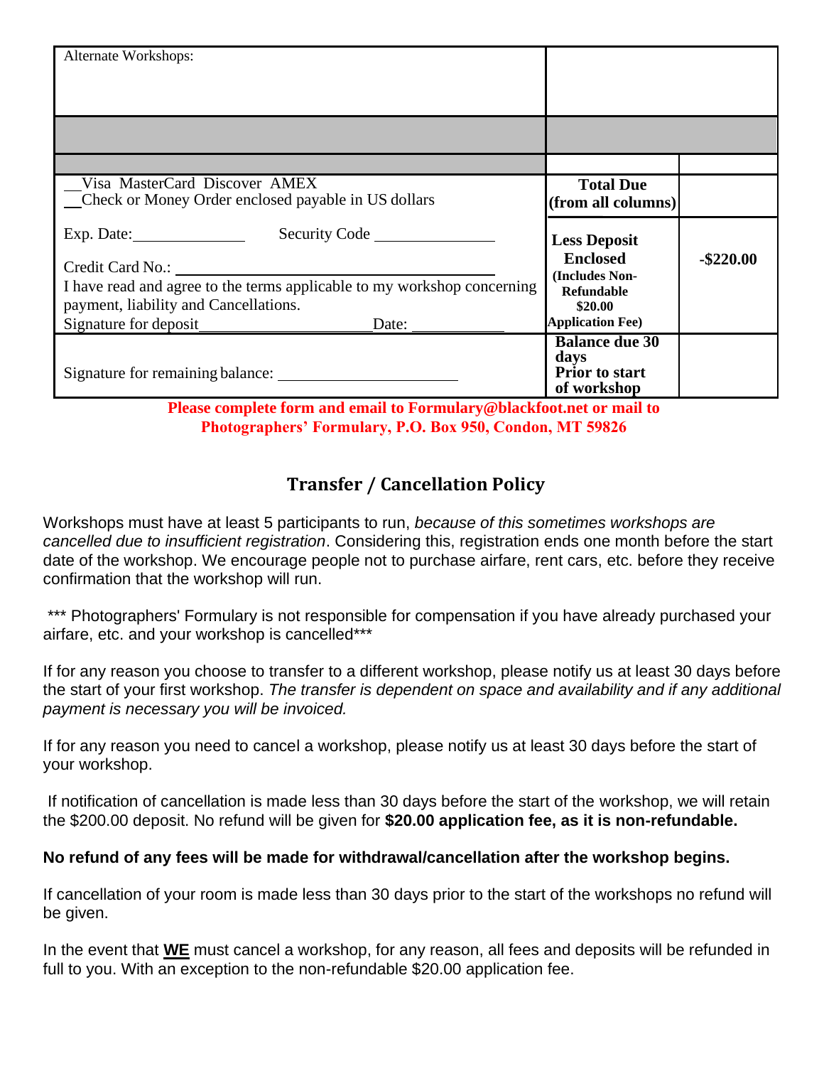| Alternate Workshops: | | |
|---|---|---|
| | | |
| | | |
| __Visa MasterCard Discover AMEX<br>__Check or Money Order enclosed payable in US dollars | **Total Due (from all columns)** | |
| Exp. Date:______________ Security Code ______________<br><br>Credit Card No.: ______________________________<br>I have read and agree to the terms applicable to my workshop concerning payment, liability and Cancellations.<br>Signature for deposit____________________ Date: ___________ | **Less Deposit Enclosed (Includes Non-Refundable $20.00 Application Fee)** | **-$220.00** |
| Signature for remaining balance: ______________________ | **Balance due 30 days Prior to start of workshop** | |

**Please complete form and email to Formulary@blackfoot.net or mail to Photographers' Formulary, P.O. Box 950, Condon, MT 59826**

## Transfer / Cancellation Policy

Workshops must have at least 5 participants to run, *because of this sometimes workshops are cancelled due to insufficient registration*. Considering this, registration ends one month before the start date of the workshop. We encourage people not to purchase airfare, rent cars, etc. before they receive confirmation that the workshop will run.

*** Photographers' Formulary is not responsible for compensation if you have already purchased your airfare, etc. and your workshop is cancelled***

If for any reason you choose to transfer to a different workshop, please notify us at least 30 days before the start of your first workshop. *The transfer is dependent on space and availability and if any additional payment is necessary you will be invoiced.*

If for any reason you need to cancel a workshop, please notify us at least 30 days before the start of your workshop.

If notification of cancellation is made less than 30 days before the start of the workshop, we will retain the $200.00 deposit. No refund will be given for **$20.00 application fee, as it is non-refundable.**

**No refund of any fees will be made for withdrawal/cancellation after the workshop begins.**

If cancellation of your room is made less than 30 days prior to the start of the workshops no refund will be given.

In the event that **WE** must cancel a workshop, for any reason, all fees and deposits will be refunded in full to you. With an exception to the non-refundable $20.00 application fee.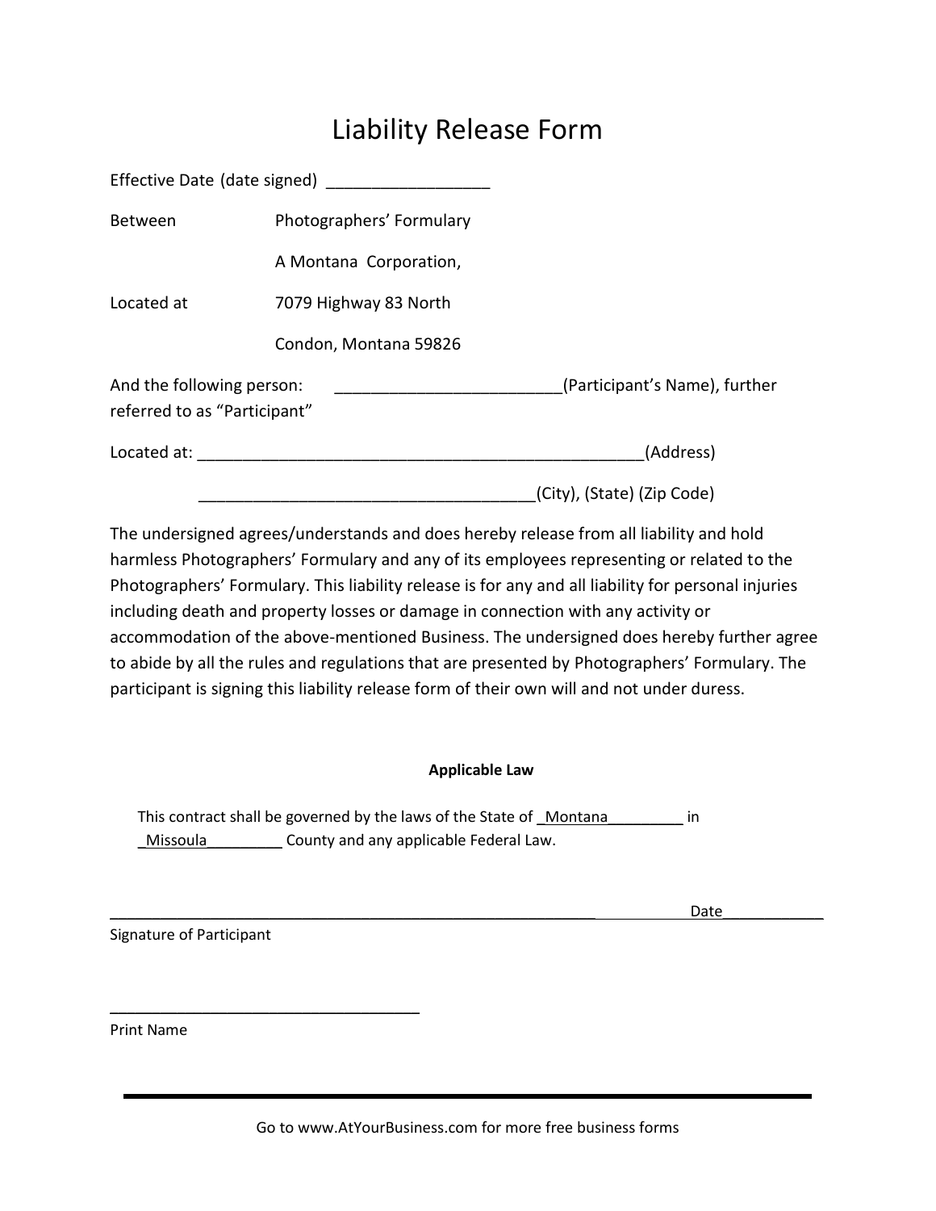# Liability Release Form

Effective Date (date signed) __________________

Between Photographers' Formulary

A Montana Corporation,

Located at 7079 Highway 83 North

Condon, Montana 59826

And the following person: _________________________(Participant's Name), further referred to as "Participant"

Located at: __________________________________________________(Address)

_____________________________________(City), (State) (Zip Code)

The undersigned agrees/understands and does hereby release from all liability and hold harmless Photographers' Formulary and any of its employees representing or related to the Photographers' Formulary. This liability release is for any and all liability for personal injuries including death and property losses or damage in connection with any activity or accommodation of the above-mentioned Business. The undersigned does hereby further agree to abide by all the rules and regulations that are presented by Photographers' Formulary. The participant is signing this liability release form of their own will and not under duress.

**Applicable Law**

This contract shall be governed by the laws of the State of _Montana_________ in _Missoula_________ County and any applicable Federal Law.

______________________________________________________________ Date____________

Signature of Participant

_____________________________________

Print Name

Go to www.AtYourBusiness.com for more free business forms